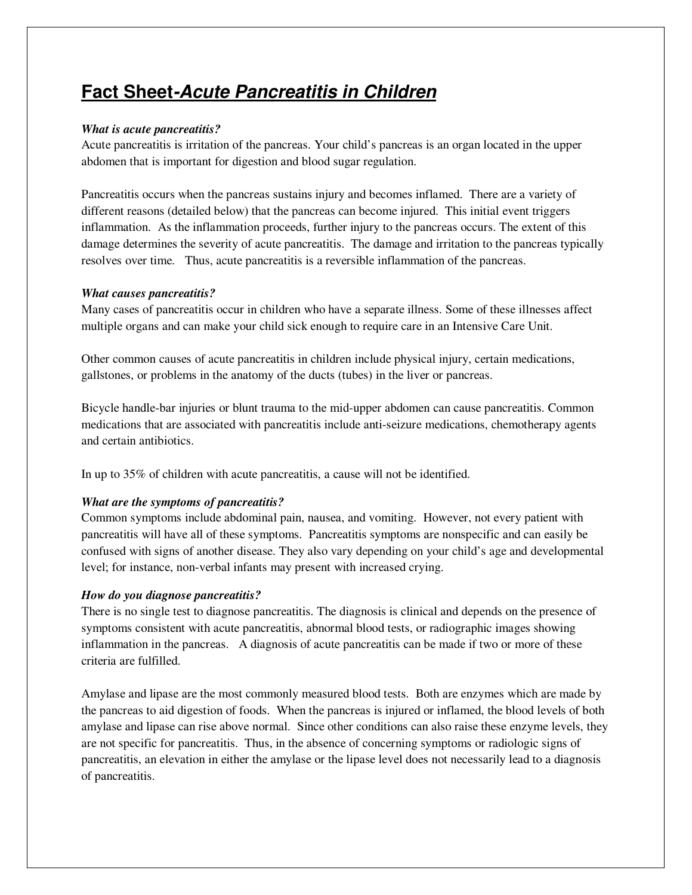# Fact Sheet-*Acute Pancreatitis in Children*

***What is acute pancreatitis?***

Acute pancreatitis is irritation of the pancreas. Your child's pancreas is an organ located in the upper abdomen that is important for digestion and blood sugar regulation.

Pancreatitis occurs when the pancreas sustains injury and becomes inflamed. There are a variety of different reasons (detailed below) that the pancreas can become injured. This initial event triggers inflammation. As the inflammation proceeds, further injury to the pancreas occurs. The extent of this damage determines the severity of acute pancreatitis. The damage and irritation to the pancreas typically resolves over time. Thus, acute pancreatitis is a reversible inflammation of the pancreas.

***What causes pancreatitis?***

Many cases of pancreatitis occur in children who have a separate illness. Some of these illnesses affect multiple organs and can make your child sick enough to require care in an Intensive Care Unit.

Other common causes of acute pancreatitis in children include physical injury, certain medications, gallstones, or problems in the anatomy of the ducts (tubes) in the liver or pancreas.

Bicycle handle-bar injuries or blunt trauma to the mid-upper abdomen can cause pancreatitis. Common medications that are associated with pancreatitis include anti-seizure medications, chemotherapy agents and certain antibiotics.

In up to 35% of children with acute pancreatitis, a cause will not be identified.

***What are the symptoms of pancreatitis?***

Common symptoms include abdominal pain, nausea, and vomiting. However, not every patient with pancreatitis will have all of these symptoms. Pancreatitis symptoms are nonspecific and can easily be confused with signs of another disease. They also vary depending on your child's age and developmental level; for instance, non-verbal infants may present with increased crying.

***How do you diagnose pancreatitis?***

There is no single test to diagnose pancreatitis. The diagnosis is clinical and depends on the presence of symptoms consistent with acute pancreatitis, abnormal blood tests, or radiographic images showing inflammation in the pancreas. A diagnosis of acute pancreatitis can be made if two or more of these criteria are fulfilled.

Amylase and lipase are the most commonly measured blood tests. Both are enzymes which are made by the pancreas to aid digestion of foods. When the pancreas is injured or inflamed, the blood levels of both amylase and lipase can rise above normal. Since other conditions can also raise these enzyme levels, they are not specific for pancreatitis. Thus, in the absence of concerning symptoms or radiologic signs of pancreatitis, an elevation in either the amylase or the lipase level does not necessarily lead to a diagnosis of pancreatitis.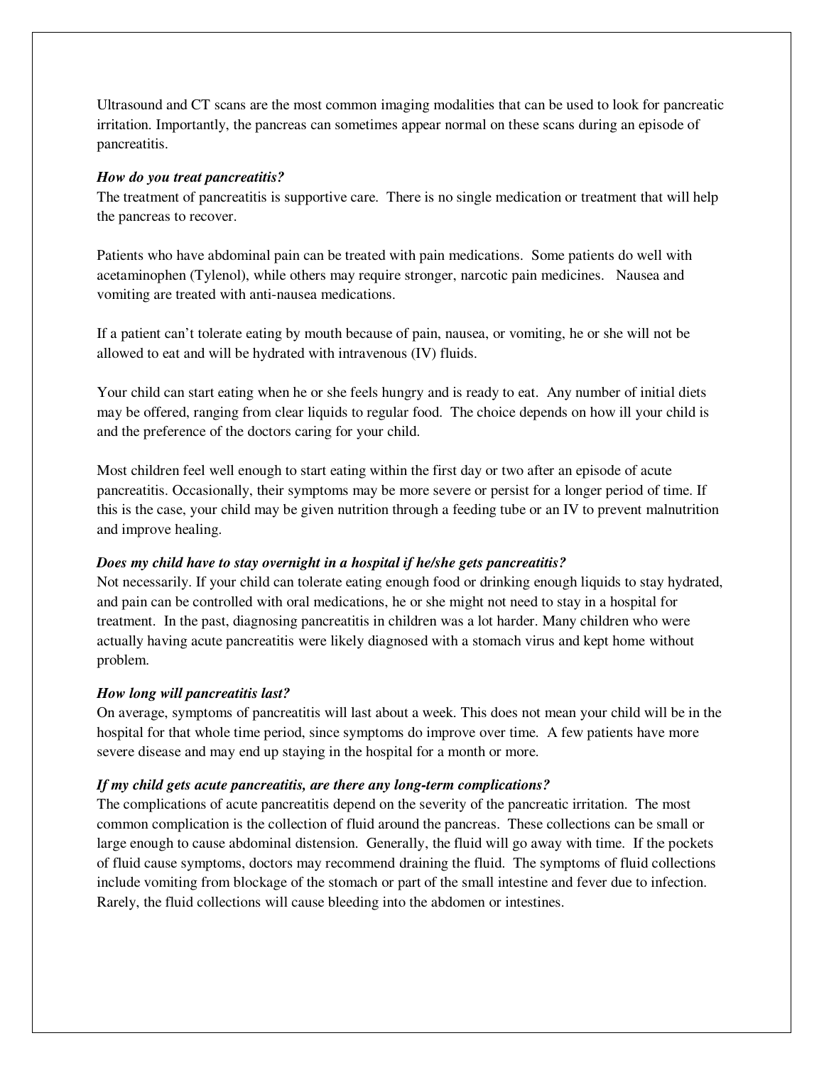Ultrasound and CT scans are the most common imaging modalities that can be used to look for pancreatic irritation. Importantly, the pancreas can sometimes appear normal on these scans during an episode of pancreatitis.

***How do you treat pancreatitis?***

The treatment of pancreatitis is supportive care. There is no single medication or treatment that will help the pancreas to recover.

Patients who have abdominal pain can be treated with pain medications. Some patients do well with acetaminophen (Tylenol), while others may require stronger, narcotic pain medicines. Nausea and vomiting are treated with anti-nausea medications.

If a patient can't tolerate eating by mouth because of pain, nausea, or vomiting, he or she will not be allowed to eat and will be hydrated with intravenous (IV) fluids.

Your child can start eating when he or she feels hungry and is ready to eat. Any number of initial diets may be offered, ranging from clear liquids to regular food. The choice depends on how ill your child is and the preference of the doctors caring for your child.

Most children feel well enough to start eating within the first day or two after an episode of acute pancreatitis. Occasionally, their symptoms may be more severe or persist for a longer period of time. If this is the case, your child may be given nutrition through a feeding tube or an IV to prevent malnutrition and improve healing.

***Does my child have to stay overnight in a hospital if he/she gets pancreatitis?***

Not necessarily. If your child can tolerate eating enough food or drinking enough liquids to stay hydrated, and pain can be controlled with oral medications, he or she might not need to stay in a hospital for treatment. In the past, diagnosing pancreatitis in children was a lot harder. Many children who were actually having acute pancreatitis were likely diagnosed with a stomach virus and kept home without problem.

***How long will pancreatitis last?***

On average, symptoms of pancreatitis will last about a week. This does not mean your child will be in the hospital for that whole time period, since symptoms do improve over time. A few patients have more severe disease and may end up staying in the hospital for a month or more.

***If my child gets acute pancreatitis, are there any long-term complications?***

The complications of acute pancreatitis depend on the severity of the pancreatic irritation. The most common complication is the collection of fluid around the pancreas. These collections can be small or large enough to cause abdominal distension. Generally, the fluid will go away with time. If the pockets of fluid cause symptoms, doctors may recommend draining the fluid. The symptoms of fluid collections include vomiting from blockage of the stomach or part of the small intestine and fever due to infection. Rarely, the fluid collections will cause bleeding into the abdomen or intestines.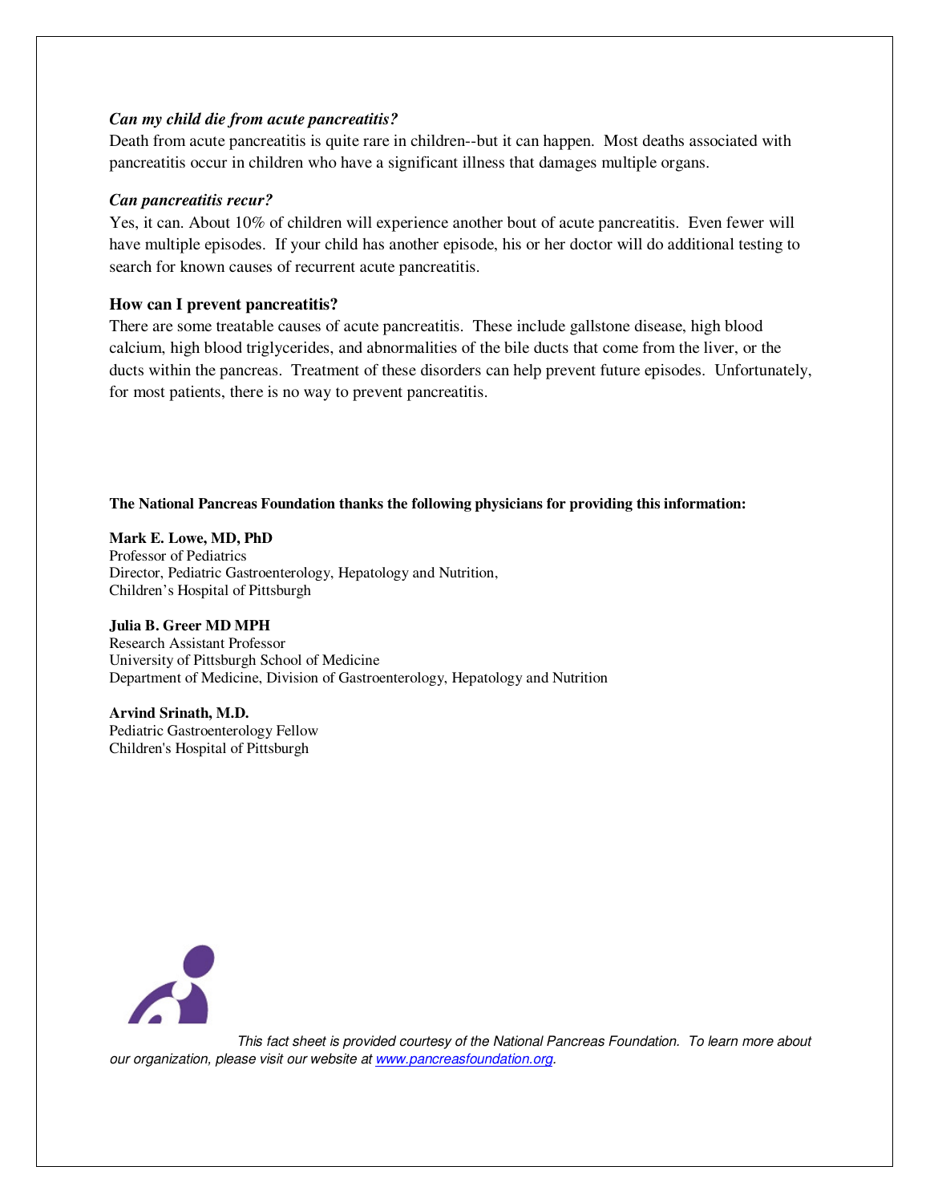### *Can my child die from acute pancreatitis?*

Death from acute pancreatitis is quite rare in children--but it can happen. Most deaths associated with pancreatitis occur in children who have a significant illness that damages multiple organs.

### *Can pancreatitis recur?*

Yes, it can. About 10% of children will experience another bout of acute pancreatitis. Even fewer will have multiple episodes. If your child has another episode, his or her doctor will do additional testing to search for known causes of recurrent acute pancreatitis.

### How can I prevent pancreatitis?

There are some treatable causes of acute pancreatitis. These include gallstone disease, high blood calcium, high blood triglycerides, and abnormalities of the bile ducts that come from the liver, or the ducts within the pancreas. Treatment of these disorders can help prevent future episodes. Unfortunately, for most patients, there is no way to prevent pancreatitis.

**The National Pancreas Foundation thanks the following physicians for providing this information:**

**Mark E. Lowe, MD, PhD**
Professor of Pediatrics
Director, Pediatric Gastroenterology, Hepatology and Nutrition,
Children's Hospital of Pittsburgh

**Julia B. Greer MD MPH**
Research Assistant Professor
University of Pittsburgh School of Medicine
Department of Medicine, Division of Gastroenterology, Hepatology and Nutrition

**Arvind Srinath, M.D.**
Pediatric Gastroenterology Fellow
Children's Hospital of Pittsburgh

*This fact sheet is provided courtesy of the National Pancreas Foundation. To learn more about our organization, please visit our website at [www.pancreasfoundation.org](http://www.pancreasfoundation.org).*